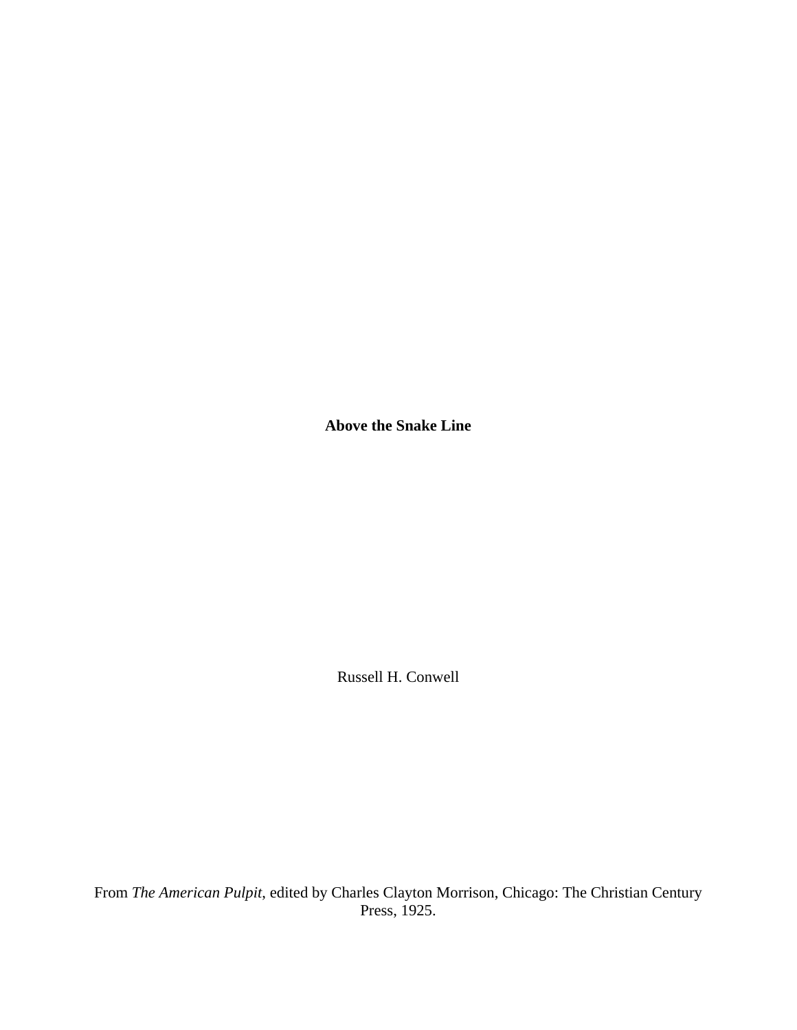# Above the Snake Line

Russell H. Conwell

From *The American Pulpit*, edited by Charles Clayton Morrison, Chicago: The Christian Century Press, 1925.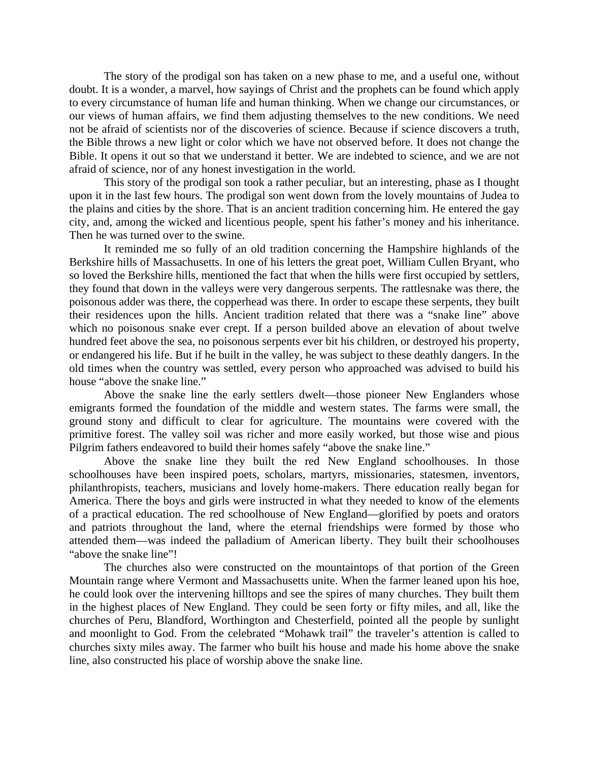The story of the prodigal son has taken on a new phase to me, and a useful one, without doubt. It is a wonder, a marvel, how sayings of Christ and the prophets can be found which apply to every circumstance of human life and human thinking. When we change our circumstances, or our views of human affairs, we find them adjusting themselves to the new conditions. We need not be afraid of scientists nor of the discoveries of science. Because if science discovers a truth, the Bible throws a new light or color which we have not observed before. It does not change the Bible. It opens it out so that we understand it better. We are indebted to science, and we are not afraid of science, nor of any honest investigation in the world.

This story of the prodigal son took a rather peculiar, but an interesting, phase as I thought upon it in the last few hours. The prodigal son went down from the lovely mountains of Judea to the plains and cities by the shore. That is an ancient tradition concerning him. He entered the gay city, and, among the wicked and licentious people, spent his father's money and his inheritance. Then he was turned over to the swine.

It reminded me so fully of an old tradition concerning the Hampshire highlands of the Berkshire hills of Massachusetts. In one of his letters the great poet, William Cullen Bryant, who so loved the Berkshire hills, mentioned the fact that when the hills were first occupied by settlers, they found that down in the valleys were very dangerous serpents. The rattlesnake was there, the poisonous adder was there, the copperhead was there. In order to escape these serpents, they built their residences upon the hills. Ancient tradition related that there was a "snake line" above which no poisonous snake ever crept. If a person builded above an elevation of about twelve hundred feet above the sea, no poisonous serpents ever bit his children, or destroyed his property, or endangered his life. But if he built in the valley, he was subject to these deathly dangers. In the old times when the country was settled, every person who approached was advised to build his house "above the snake line."

Above the snake line the early settlers dwelt—those pioneer New Englanders whose emigrants formed the foundation of the middle and western states. The farms were small, the ground stony and difficult to clear for agriculture. The mountains were covered with the primitive forest. The valley soil was richer and more easily worked, but those wise and pious Pilgrim fathers endeavored to build their homes safely "above the snake line."

Above the snake line they built the red New England schoolhouses. In those schoolhouses have been inspired poets, scholars, martyrs, missionaries, statesmen, inventors, philanthropists, teachers, musicians and lovely home-makers. There education really began for America. There the boys and girls were instructed in what they needed to know of the elements of a practical education. The red schoolhouse of New England—glorified by poets and orators and patriots throughout the land, where the eternal friendships were formed by those who attended them—was indeed the palladium of American liberty. They built their schoolhouses "above the snake line"!

The churches also were constructed on the mountaintops of that portion of the Green Mountain range where Vermont and Massachusetts unite. When the farmer leaned upon his hoe, he could look over the intervening hilltops and see the spires of many churches. They built them in the highest places of New England. They could be seen forty or fifty miles, and all, like the churches of Peru, Blandford, Worthington and Chesterfield, pointed all the people by sunlight and moonlight to God. From the celebrated "Mohawk trail" the traveler's attention is called to churches sixty miles away. The farmer who built his house and made his home above the snake line, also constructed his place of worship above the snake line.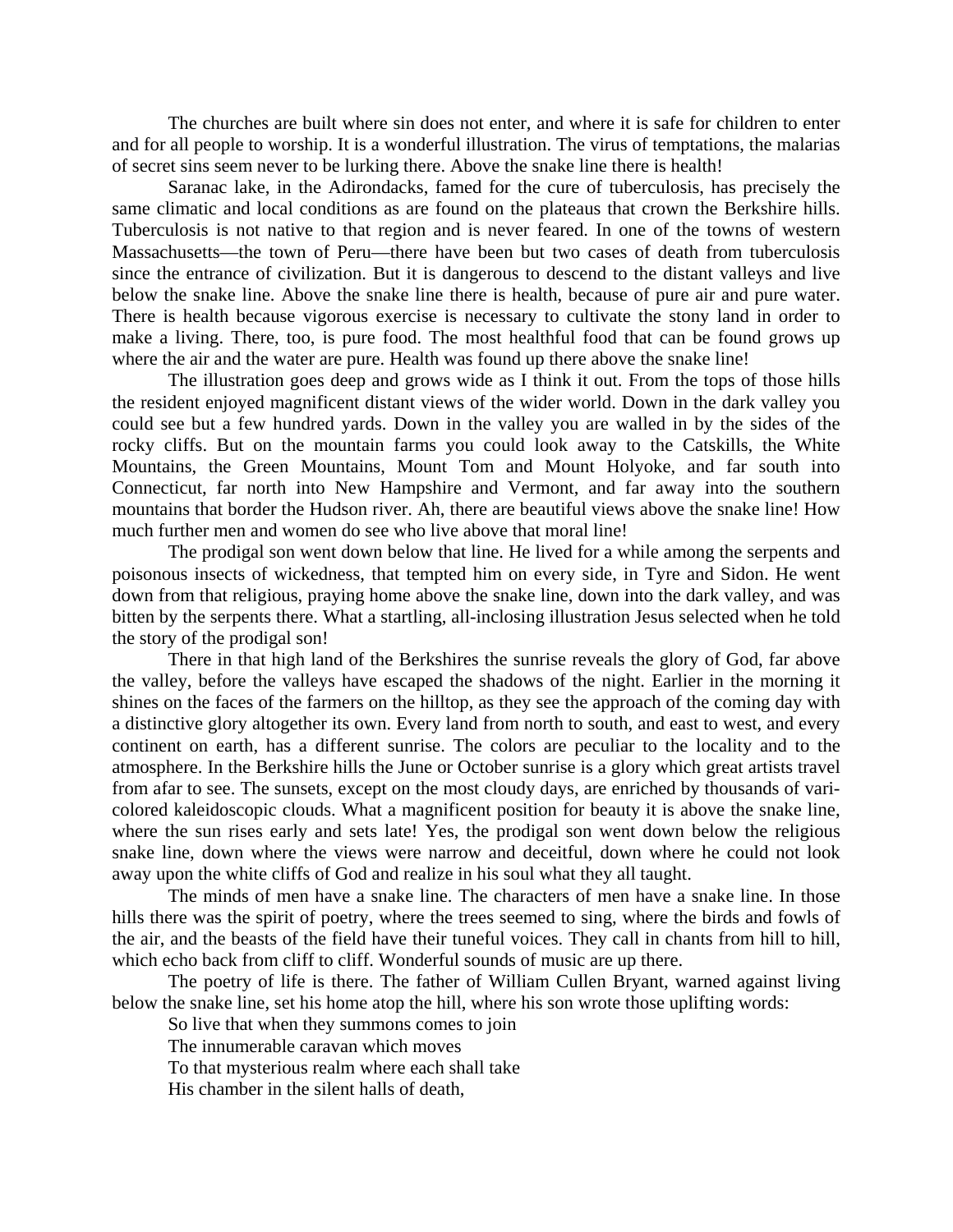The churches are built where sin does not enter, and where it is safe for children to enter and for all people to worship. It is a wonderful illustration. The virus of temptations, the malarias of secret sins seem never to be lurking there. Above the snake line there is health!

Saranac lake, in the Adirondacks, famed for the cure of tuberculosis, has precisely the same climatic and local conditions as are found on the plateaus that crown the Berkshire hills. Tuberculosis is not native to that region and is never feared. In one of the towns of western Massachusetts—the town of Peru—there have been but two cases of death from tuberculosis since the entrance of civilization. But it is dangerous to descend to the distant valleys and live below the snake line. Above the snake line there is health, because of pure air and pure water. There is health because vigorous exercise is necessary to cultivate the stony land in order to make a living. There, too, is pure food. The most healthful food that can be found grows up where the air and the water are pure. Health was found up there above the snake line!

The illustration goes deep and grows wide as I think it out. From the tops of those hills the resident enjoyed magnificent distant views of the wider world. Down in the dark valley you could see but a few hundred yards. Down in the valley you are walled in by the sides of the rocky cliffs. But on the mountain farms you could look away to the Catskills, the White Mountains, the Green Mountains, Mount Tom and Mount Holyoke, and far south into Connecticut, far north into New Hampshire and Vermont, and far away into the southern mountains that border the Hudson river. Ah, there are beautiful views above the snake line! How much further men and women do see who live above that moral line!

The prodigal son went down below that line. He lived for a while among the serpents and poisonous insects of wickedness, that tempted him on every side, in Tyre and Sidon. He went down from that religious, praying home above the snake line, down into the dark valley, and was bitten by the serpents there. What a startling, all-inclosing illustration Jesus selected when he told the story of the prodigal son!

There in that high land of the Berkshires the sunrise reveals the glory of God, far above the valley, before the valleys have escaped the shadows of the night. Earlier in the morning it shines on the faces of the farmers on the hilltop, as they see the approach of the coming day with a distinctive glory altogether its own. Every land from north to south, and east to west, and every continent on earth, has a different sunrise. The colors are peculiar to the locality and to the atmosphere. In the Berkshire hills the June or October sunrise is a glory which great artists travel from afar to see. The sunsets, except on the most cloudy days, are enriched by thousands of vari-colored kaleidoscopic clouds. What a magnificent position for beauty it is above the snake line, where the sun rises early and sets late! Yes, the prodigal son went down below the religious snake line, down where the views were narrow and deceitful, down where he could not look away upon the white cliffs of God and realize in his soul what they all taught.

The minds of men have a snake line. The characters of men have a snake line. In those hills there was the spirit of poetry, where the trees seemed to sing, where the birds and fowls of the air, and the beasts of the field have their tuneful voices. They call in chants from hill to hill, which echo back from cliff to cliff. Wonderful sounds of music are up there.

The poetry of life is there. The father of William Cullen Bryant, warned against living below the snake line, set his home atop the hill, where his son wrote those uplifting words:

So live that when they summons comes to join  
The innumerable caravan which moves  
To that mysterious realm where each shall take  
His chamber in the silent halls of death,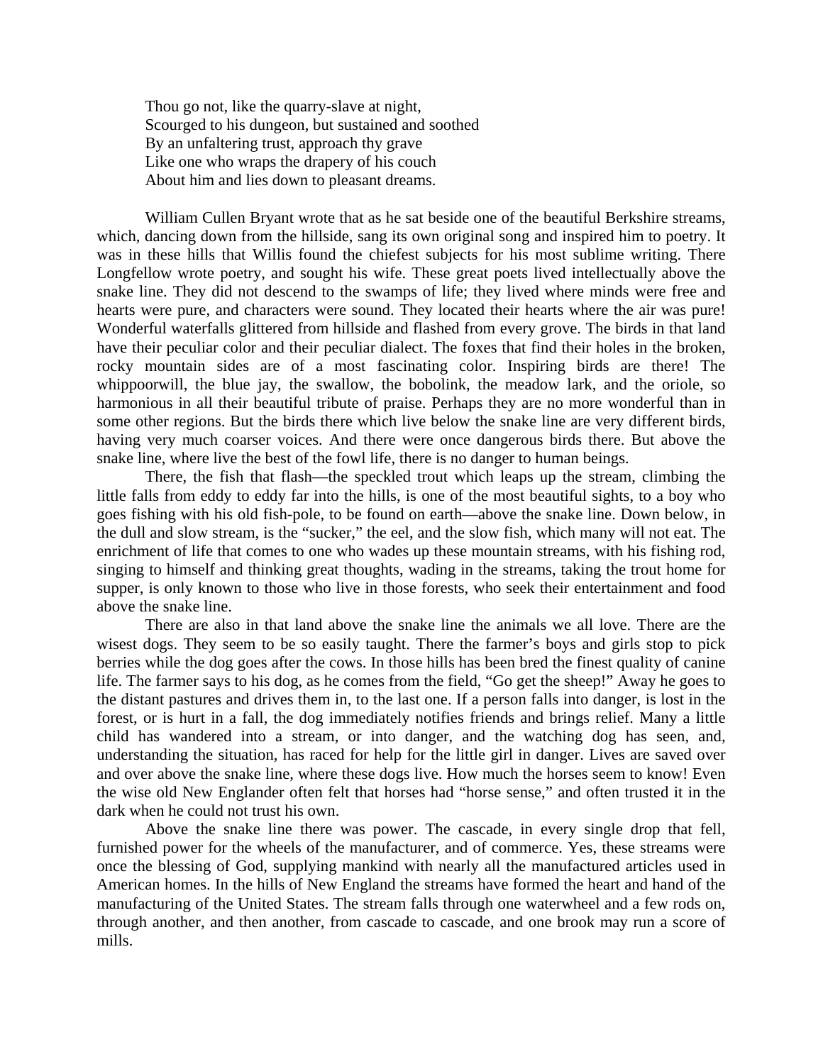> Thou go not, like the quarry-slave at night,
> Scourged to his dungeon, but sustained and soothed
> By an unfaltering trust, approach thy grave
> Like one who wraps the drapery of his couch
> About him and lies down to pleasant dreams.

William Cullen Bryant wrote that as he sat beside one of the beautiful Berkshire streams, which, dancing down from the hillside, sang its own original song and inspired him to poetry. It was in these hills that Willis found the chiefest subjects for his most sublime writing. There Longfellow wrote poetry, and sought his wife. These great poets lived intellectually above the snake line. They did not descend to the swamps of life; they lived where minds were free and hearts were pure, and characters were sound. They located their hearts where the air was pure! Wonderful waterfalls glittered from hillside and flashed from every grove. The birds in that land have their peculiar color and their peculiar dialect. The foxes that find their holes in the broken, rocky mountain sides are of a most fascinating color. Inspiring birds are there! The whippoorwill, the blue jay, the swallow, the bobolink, the meadow lark, and the oriole, so harmonious in all their beautiful tribute of praise. Perhaps they are no more wonderful than in some other regions. But the birds there which live below the snake line are very different birds, having very much coarser voices. And there were once dangerous birds there. But above the snake line, where live the best of the fowl life, there is no danger to human beings.

There, the fish that flash—the speckled trout which leaps up the stream, climbing the little falls from eddy to eddy far into the hills, is one of the most beautiful sights, to a boy who goes fishing with his old fish-pole, to be found on earth—above the snake line. Down below, in the dull and slow stream, is the "sucker," the eel, and the slow fish, which many will not eat. The enrichment of life that comes to one who wades up these mountain streams, with his fishing rod, singing to himself and thinking great thoughts, wading in the streams, taking the trout home for supper, is only known to those who live in those forests, who seek their entertainment and food above the snake line.

There are also in that land above the snake line the animals we all love. There are the wisest dogs. They seem to be so easily taught. There the farmer's boys and girls stop to pick berries while the dog goes after the cows. In those hills has been bred the finest quality of canine life. The farmer says to his dog, as he comes from the field, "Go get the sheep!" Away he goes to the distant pastures and drives them in, to the last one. If a person falls into danger, is lost in the forest, or is hurt in a fall, the dog immediately notifies friends and brings relief. Many a little child has wandered into a stream, or into danger, and the watching dog has seen, and, understanding the situation, has raced for help for the little girl in danger. Lives are saved over and over above the snake line, where these dogs live. How much the horses seem to know! Even the wise old New Englander often felt that horses had "horse sense," and often trusted it in the dark when he could not trust his own.

Above the snake line there was power. The cascade, in every single drop that fell, furnished power for the wheels of the manufacturer, and of commerce. Yes, these streams were once the blessing of God, supplying mankind with nearly all the manufactured articles used in American homes. In the hills of New England the streams have formed the heart and hand of the manufacturing of the United States. The stream falls through one waterwheel and a few rods on, through another, and then another, from cascade to cascade, and one brook may run a score of mills.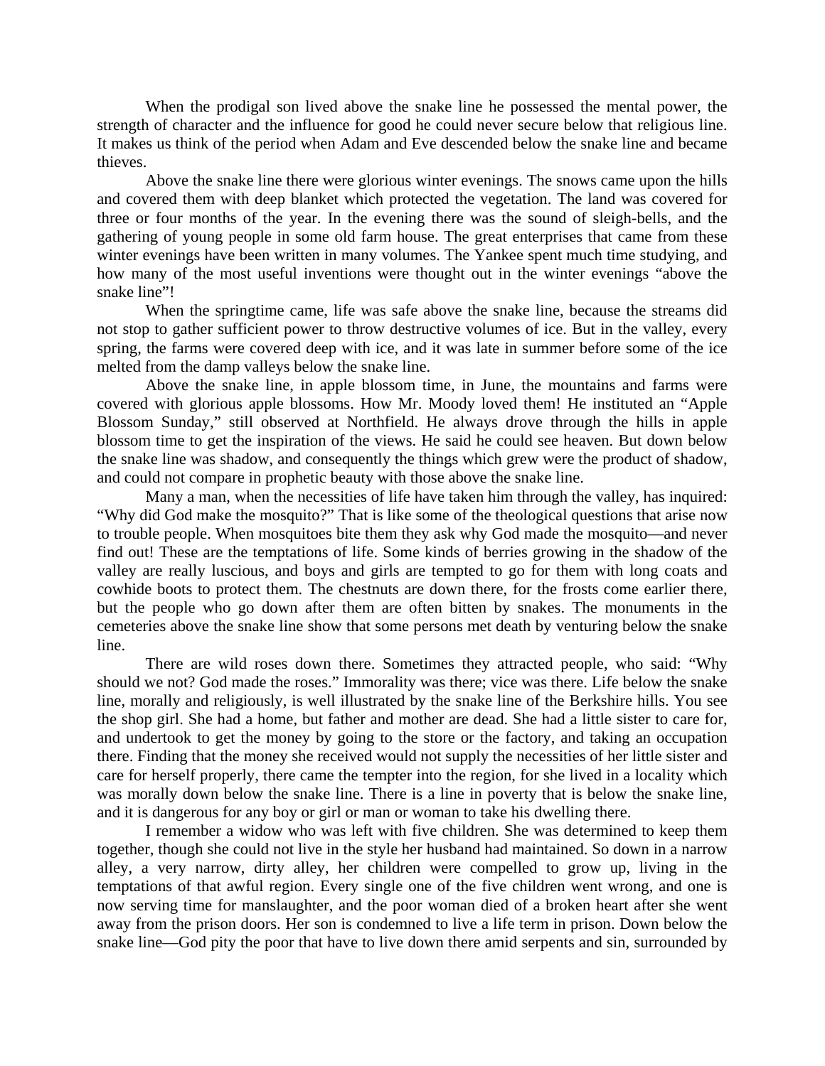When the prodigal son lived above the snake line he possessed the mental power, the strength of character and the influence for good he could never secure below that religious line. It makes us think of the period when Adam and Eve descended below the snake line and became thieves.

Above the snake line there were glorious winter evenings. The snows came upon the hills and covered them with deep blanket which protected the vegetation. The land was covered for three or four months of the year. In the evening there was the sound of sleigh-bells, and the gathering of young people in some old farm house. The great enterprises that came from these winter evenings have been written in many volumes. The Yankee spent much time studying, and how many of the most useful inventions were thought out in the winter evenings "above the snake line"!

When the springtime came, life was safe above the snake line, because the streams did not stop to gather sufficient power to throw destructive volumes of ice. But in the valley, every spring, the farms were covered deep with ice, and it was late in summer before some of the ice melted from the damp valleys below the snake line.

Above the snake line, in apple blossom time, in June, the mountains and farms were covered with glorious apple blossoms. How Mr. Moody loved them! He instituted an "Apple Blossom Sunday," still observed at Northfield. He always drove through the hills in apple blossom time to get the inspiration of the views. He said he could see heaven. But down below the snake line was shadow, and consequently the things which grew were the product of shadow, and could not compare in prophetic beauty with those above the snake line.

Many a man, when the necessities of life have taken him through the valley, has inquired: "Why did God make the mosquito?" That is like some of the theological questions that arise now to trouble people. When mosquitoes bite them they ask why God made the mosquito—and never find out! These are the temptations of life. Some kinds of berries growing in the shadow of the valley are really luscious, and boys and girls are tempted to go for them with long coats and cowhide boots to protect them. The chestnuts are down there, for the frosts come earlier there, but the people who go down after them are often bitten by snakes. The monuments in the cemeteries above the snake line show that some persons met death by venturing below the snake line.

There are wild roses down there. Sometimes they attracted people, who said: "Why should we not? God made the roses." Immorality was there; vice was there. Life below the snake line, morally and religiously, is well illustrated by the snake line of the Berkshire hills. You see the shop girl. She had a home, but father and mother are dead. She had a little sister to care for, and undertook to get the money by going to the store or the factory, and taking an occupation there. Finding that the money she received would not supply the necessities of her little sister and care for herself properly, there came the tempter into the region, for she lived in a locality which was morally down below the snake line. There is a line in poverty that is below the snake line, and it is dangerous for any boy or girl or man or woman to take his dwelling there.

I remember a widow who was left with five children. She was determined to keep them together, though she could not live in the style her husband had maintained. So down in a narrow alley, a very narrow, dirty alley, her children were compelled to grow up, living in the temptations of that awful region. Every single one of the five children went wrong, and one is now serving time for manslaughter, and the poor woman died of a broken heart after she went away from the prison doors. Her son is condemned to live a life term in prison. Down below the snake line—God pity the poor that have to live down there amid serpents and sin, surrounded by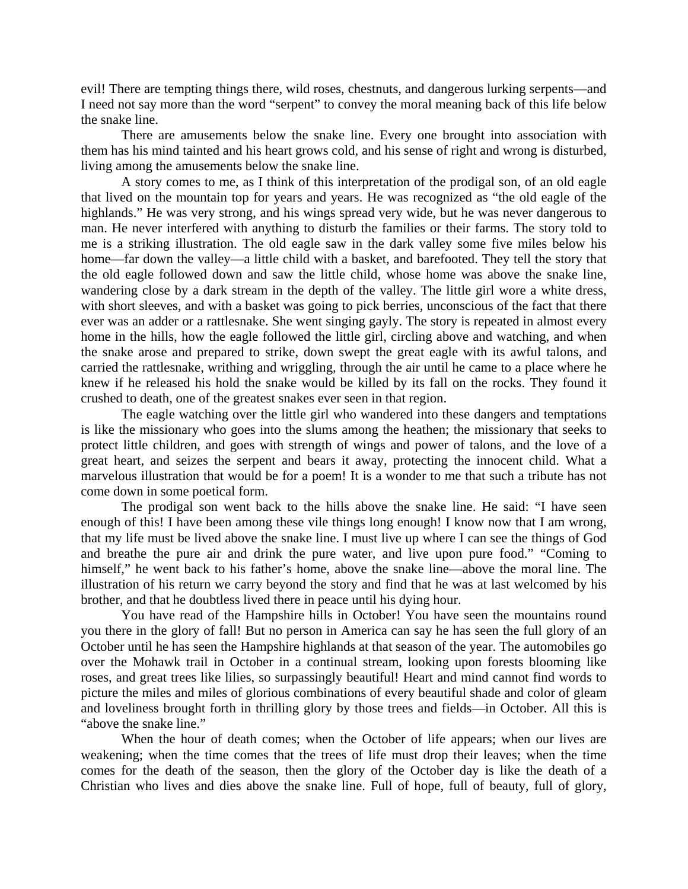evil! There are tempting things there, wild roses, chestnuts, and dangerous lurking serpents—and I need not say more than the word "serpent" to convey the moral meaning back of this life below the snake line.

There are amusements below the snake line. Every one brought into association with them has his mind tainted and his heart grows cold, and his sense of right and wrong is disturbed, living among the amusements below the snake line.

A story comes to me, as I think of this interpretation of the prodigal son, of an old eagle that lived on the mountain top for years and years. He was recognized as "the old eagle of the highlands." He was very strong, and his wings spread very wide, but he was never dangerous to man. He never interfered with anything to disturb the families or their farms. The story told to me is a striking illustration. The old eagle saw in the dark valley some five miles below his home—far down the valley—a little child with a basket, and barefooted. They tell the story that the old eagle followed down and saw the little child, whose home was above the snake line, wandering close by a dark stream in the depth of the valley. The little girl wore a white dress, with short sleeves, and with a basket was going to pick berries, unconscious of the fact that there ever was an adder or a rattlesnake. She went singing gayly. The story is repeated in almost every home in the hills, how the eagle followed the little girl, circling above and watching, and when the snake arose and prepared to strike, down swept the great eagle with its awful talons, and carried the rattlesnake, writhing and wriggling, through the air until he came to a place where he knew if he released his hold the snake would be killed by its fall on the rocks. They found it crushed to death, one of the greatest snakes ever seen in that region.

The eagle watching over the little girl who wandered into these dangers and temptations is like the missionary who goes into the slums among the heathen; the missionary that seeks to protect little children, and goes with strength of wings and power of talons, and the love of a great heart, and seizes the serpent and bears it away, protecting the innocent child. What a marvelous illustration that would be for a poem! It is a wonder to me that such a tribute has not come down in some poetical form.

The prodigal son went back to the hills above the snake line. He said: "I have seen enough of this! I have been among these vile things long enough! I know now that I am wrong, that my life must be lived above the snake line. I must live up where I can see the things of God and breathe the pure air and drink the pure water, and live upon pure food." "Coming to himself," he went back to his father's home, above the snake line—above the moral line. The illustration of his return we carry beyond the story and find that he was at last welcomed by his brother, and that he doubtless lived there in peace until his dying hour.

You have read of the Hampshire hills in October! You have seen the mountains round you there in the glory of fall! But no person in America can say he has seen the full glory of an October until he has seen the Hampshire highlands at that season of the year. The automobiles go over the Mohawk trail in October in a continual stream, looking upon forests blooming like roses, and great trees like lilies, so surpassingly beautiful! Heart and mind cannot find words to picture the miles and miles of glorious combinations of every beautiful shade and color of gleam and loveliness brought forth in thrilling glory by those trees and fields—in October. All this is "above the snake line."

When the hour of death comes; when the October of life appears; when our lives are weakening; when the time comes that the trees of life must drop their leaves; when the time comes for the death of the season, then the glory of the October day is like the death of a Christian who lives and dies above the snake line. Full of hope, full of beauty, full of glory,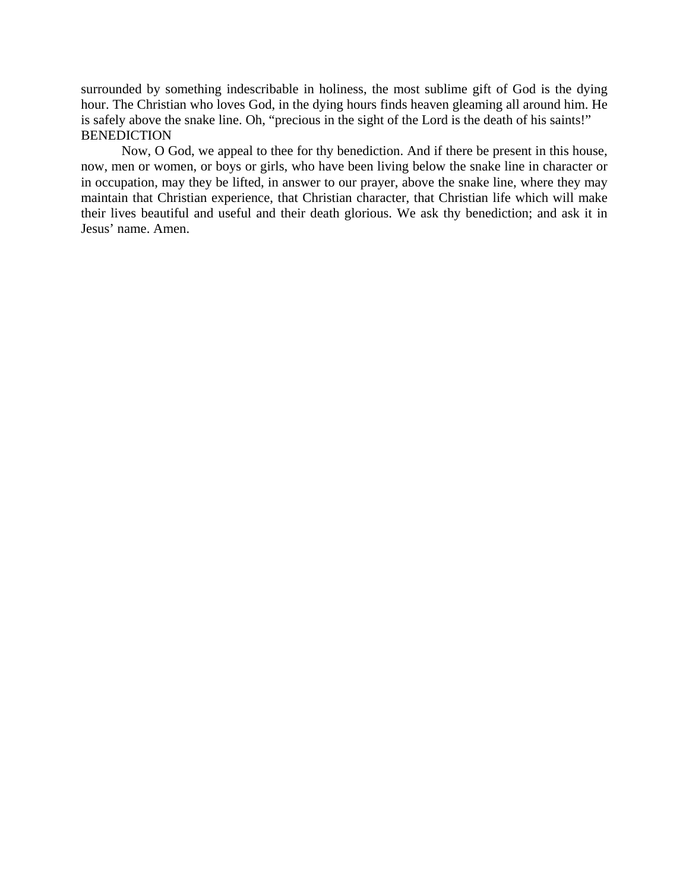surrounded by something indescribable in holiness, the most sublime gift of God is the dying hour. The Christian who loves God, in the dying hours finds heaven gleaming all around him. He is safely above the snake line. Oh, “precious in the sight of the Lord is the death of his saints!”

BENEDICTION

Now, O God, we appeal to thee for thy benediction. And if there be present in this house, now, men or women, or boys or girls, who have been living below the snake line in character or in occupation, may they be lifted, in answer to our prayer, above the snake line, where they may maintain that Christian experience, that Christian character, that Christian life which will make their lives beautiful and useful and their death glorious. We ask thy benediction; and ask it in Jesus’ name. Amen.